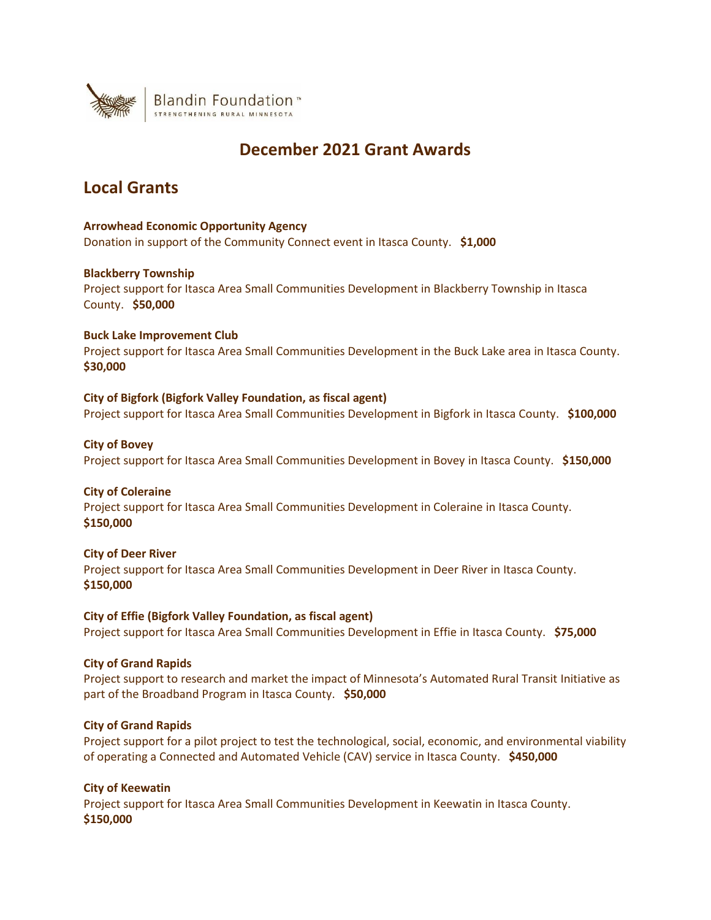Blandin Foundation™
STRENGTHENING RURAL MINNESOTA

# December 2021 Grant Awards

## Local Grants

**Arrowhead Economic Opportunity Agency**
Donation in support of the Community Connect event in Itasca County. **$1,000**

**Blackberry Township**
Project support for Itasca Area Small Communities Development in Blackberry Township in Itasca County. **$50,000**

**Buck Lake Improvement Club**
Project support for Itasca Area Small Communities Development in the Buck Lake area in Itasca County. **$30,000**

**City of Bigfork (Bigfork Valley Foundation, as fiscal agent)**
Project support for Itasca Area Small Communities Development in Bigfork in Itasca County. **$100,000**

**City of Bovey**
Project support for Itasca Area Small Communities Development in Bovey in Itasca County. **$150,000**

**City of Coleraine**
Project support for Itasca Area Small Communities Development in Coleraine in Itasca County. **$150,000**

**City of Deer River**
Project support for Itasca Area Small Communities Development in Deer River in Itasca County. **$150,000**

**City of Effie (Bigfork Valley Foundation, as fiscal agent)**
Project support for Itasca Area Small Communities Development in Effie in Itasca County. **$75,000**

**City of Grand Rapids**
Project support to research and market the impact of Minnesota's Automated Rural Transit Initiative as part of the Broadband Program in Itasca County. **$50,000**

**City of Grand Rapids**
Project support for a pilot project to test the technological, social, economic, and environmental viability of operating a Connected and Automated Vehicle (CAV) service in Itasca County. **$450,000**

**City of Keewatin**
Project support for Itasca Area Small Communities Development in Keewatin in Itasca County. **$150,000**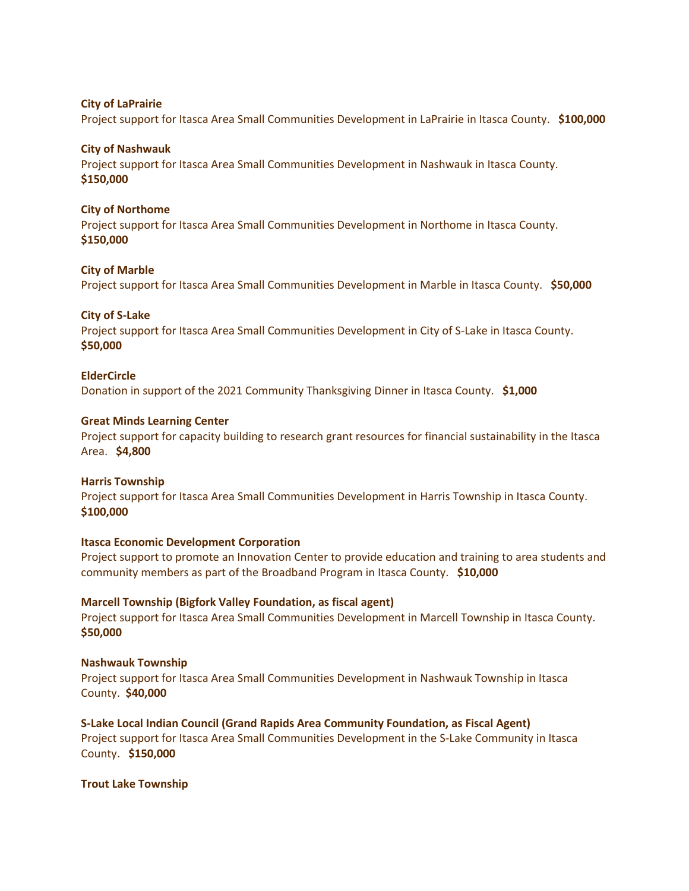**City of LaPrairie**
Project support for Itasca Area Small Communities Development in LaPrairie in Itasca County. **$100,000**

**City of Nashwauk**
Project support for Itasca Area Small Communities Development in Nashwauk in Itasca County. **$150,000**

**City of Northome**
Project support for Itasca Area Small Communities Development in Northome in Itasca County. **$150,000**

**City of Marble**
Project support for Itasca Area Small Communities Development in Marble in Itasca County. **$50,000**

**City of S-Lake**
Project support for Itasca Area Small Communities Development in City of S-Lake in Itasca County. **$50,000**

**ElderCircle**
Donation in support of the 2021 Community Thanksgiving Dinner in Itasca County. **$1,000**

**Great Minds Learning Center**
Project support for capacity building to research grant resources for financial sustainability in the Itasca Area. **$4,800**

**Harris Township**
Project support for Itasca Area Small Communities Development in Harris Township in Itasca County. **$100,000**

**Itasca Economic Development Corporation**
Project support to promote an Innovation Center to provide education and training to area students and community members as part of the Broadband Program in Itasca County. **$10,000**

**Marcell Township (Bigfork Valley Foundation, as fiscal agent)**
Project support for Itasca Area Small Communities Development in Marcell Township in Itasca County. **$50,000**

**Nashwauk Township**
Project support for Itasca Area Small Communities Development in Nashwauk Township in Itasca County. **$40,000**

**S-Lake Local Indian Council (Grand Rapids Area Community Foundation, as Fiscal Agent)**
Project support for Itasca Area Small Communities Development in the S-Lake Community in Itasca County. **$150,000**

**Trout Lake Township**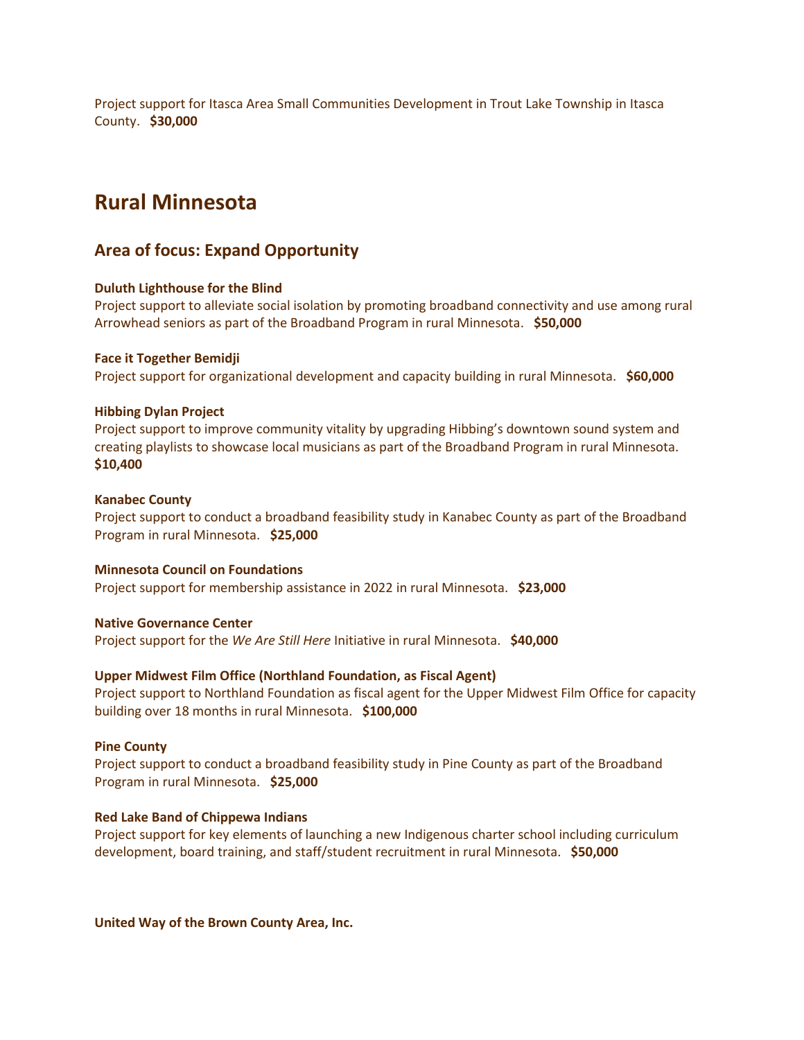Project support for Itasca Area Small Communities Development in Trout Lake Township in Itasca County. **$30,000**

# Rural Minnesota

## Area of focus: Expand Opportunity

**Duluth Lighthouse for the Blind**
Project support to alleviate social isolation by promoting broadband connectivity and use among rural Arrowhead seniors as part of the Broadband Program in rural Minnesota. **$50,000**

**Face it Together Bemidji**
Project support for organizational development and capacity building in rural Minnesota. **$60,000**

**Hibbing Dylan Project**
Project support to improve community vitality by upgrading Hibbing's downtown sound system and creating playlists to showcase local musicians as part of the Broadband Program in rural Minnesota. **$10,400**

**Kanabec County**
Project support to conduct a broadband feasibility study in Kanabec County as part of the Broadband Program in rural Minnesota. **$25,000**

**Minnesota Council on Foundations**
Project support for membership assistance in 2022 in rural Minnesota. **$23,000**

**Native Governance Center**
Project support for the *We Are Still Here* Initiative in rural Minnesota. **$40,000**

**Upper Midwest Film Office (Northland Foundation, as Fiscal Agent)**
Project support to Northland Foundation as fiscal agent for the Upper Midwest Film Office for capacity building over 18 months in rural Minnesota. **$100,000**

**Pine County**
Project support to conduct a broadband feasibility study in Pine County as part of the Broadband Program in rural Minnesota. **$25,000**

**Red Lake Band of Chippewa Indians**
Project support for key elements of launching a new Indigenous charter school including curriculum development, board training, and staff/student recruitment in rural Minnesota. **$50,000**

**United Way of the Brown County Area, Inc.**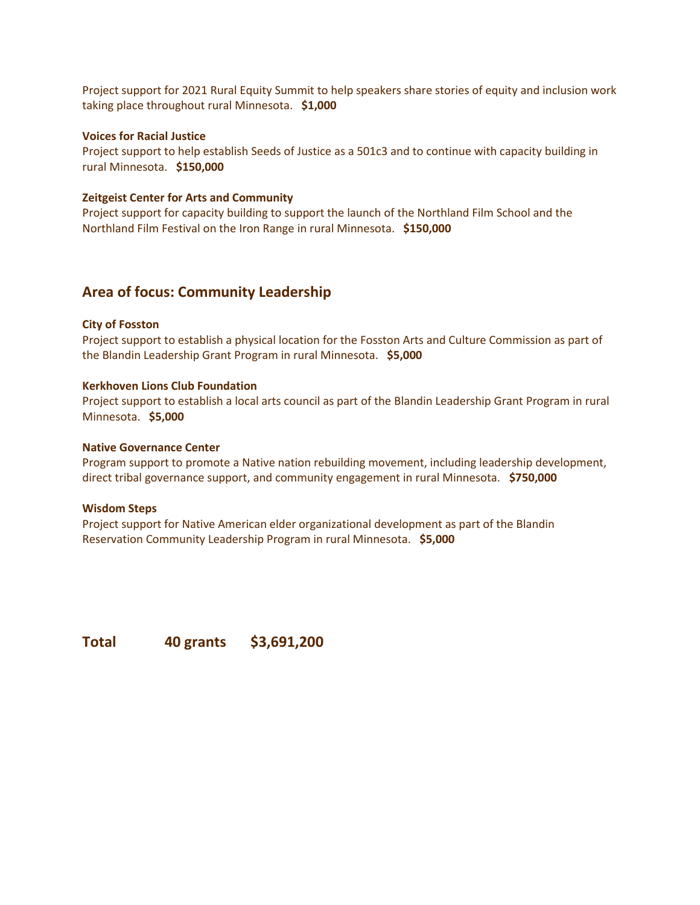Project support for 2021 Rural Equity Summit to help speakers share stories of equity and inclusion work taking place throughout rural Minnesota. **$1,000**

**Voices for Racial Justice**
Project support to help establish Seeds of Justice as a 501c3 and to continue with capacity building in rural Minnesota. **$150,000**

**Zeitgeist Center for Arts and Community**
Project support for capacity building to support the launch of the Northland Film School and the Northland Film Festival on the Iron Range in rural Minnesota. **$150,000**

## Area of focus: Community Leadership

**City of Fosston**
Project support to establish a physical location for the Fosston Arts and Culture Commission as part of the Blandin Leadership Grant Program in rural Minnesota. **$5,000**

**Kerkhoven Lions Club Foundation**
Project support to establish a local arts council as part of the Blandin Leadership Grant Program in rural Minnesota. **$5,000**

**Native Governance Center**
Program support to promote a Native nation rebuilding movement, including leadership development, direct tribal governance support, and community engagement in rural Minnesota. **$750,000**

**Wisdom Steps**
Project support for Native American elder organizational development as part of the Blandin Reservation Community Leadership Program in rural Minnesota. **$5,000**

**Total 40 grants $3,691,200**